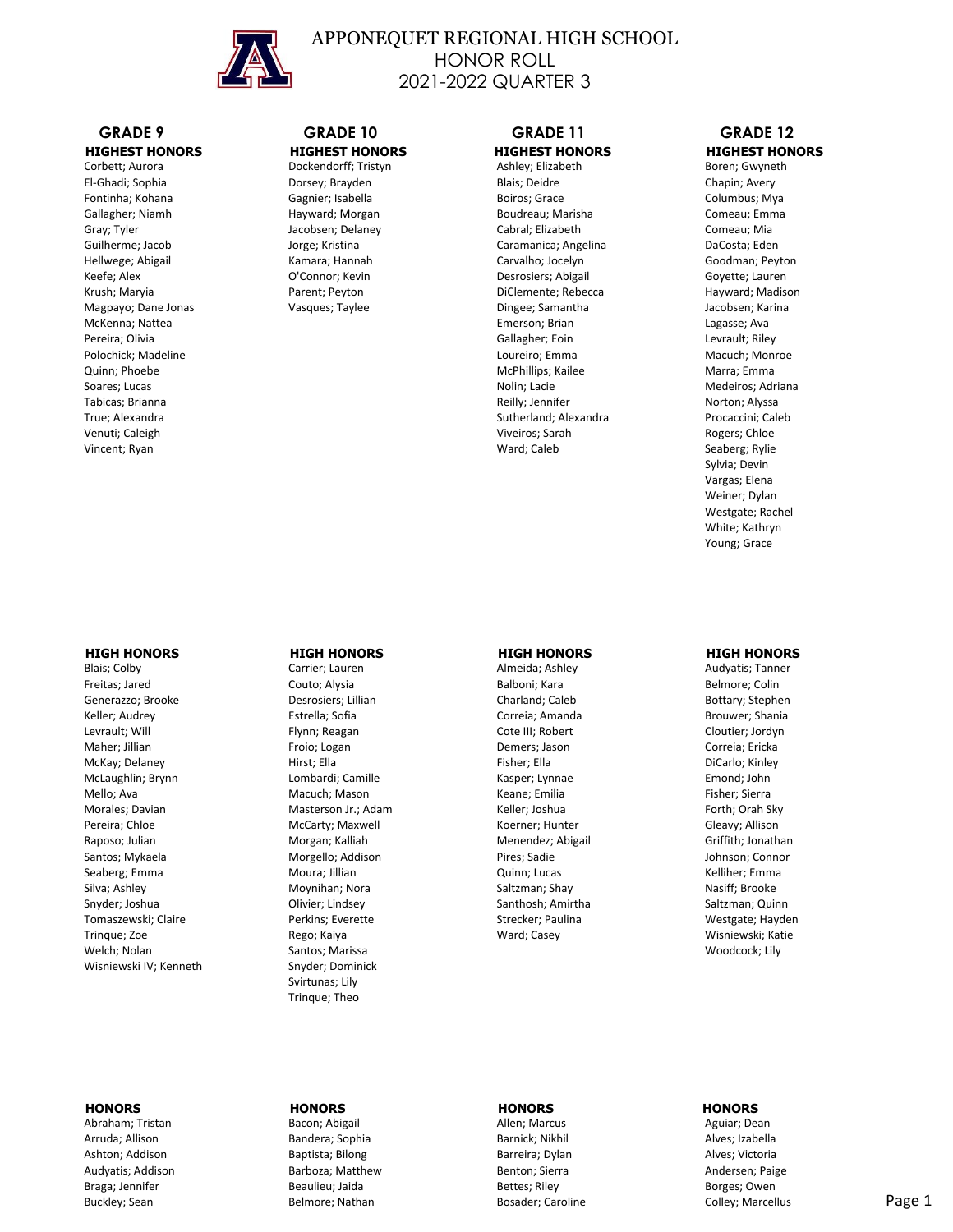# APPONEQUET REGIONAL HIGH SCHOOL
## HONOR ROLL
## 2021-2022 QUARTER 3

## GRADE 9

### HIGHEST HONORS

Corbett; Aurora
El-Ghadi; Sophia
Fontinha; Kohana
Gallagher; Niamh
Gray; Tyler
Guilherme; Jacob
Hellwege; Abigail
Keefe; Alex
Krush; Maryia
Magpayo; Dane Jonas
McKenna; Nattea
Pereira; Olivia
Polochick; Madeline
Quinn; Phoebe
Soares; Lucas
Tabicas; Brianna
True; Alexandra
Venuti; Caleigh
Vincent; Ryan

### HIGH HONORS

Blais; Colby
Freitas; Jared
Generazzo; Brooke
Keller; Audrey
Levrault; Will
Maher; Jillian
McKay; Delaney
McLaughlin; Brynn
Mello; Ava
Morales; Davian
Pereira; Chloe
Raposo; Julian
Santos; Mykaela
Seaberg; Emma
Silva; Ashley
Snyder; Joshua
Tomaszewski; Claire
Trinque; Zoe
Welch; Nolan
Wisniewski IV; Kenneth

### HONORS

Abraham; Tristan
Arruda; Allison
Ashton; Addison
Audyatis; Addison
Braga; Jennifer
Buckley; Sean

## GRADE 10

### HIGHEST HONORS

Dockendorff; Tristyn
Dorsey; Brayden
Gagnier; Isabella
Hayward; Morgan
Jacobsen; Delaney
Jorge; Kristina
Kamara; Hannah
O'Connor; Kevin
Parent; Peyton
Vasques; Taylee

### HIGH HONORS

Carrier; Lauren
Couto; Alysia
Desrosiers; Lillian
Estrella; Sofia
Flynn; Reagan
Froio; Logan
Hirst; Ella
Lombardi; Camille
Macuch; Mason
Masterson Jr.; Adam
McCarty; Maxwell
Morgan; Kalliah
Morgello; Addison
Moura; Jillian
Moynihan; Nora
Olivier; Lindsey
Perkins; Everette
Rego; Kaiya
Santos; Marissa
Snyder; Dominick
Svirtunas; Lily
Trinque; Theo

### HONORS

Bacon; Abigail
Bandera; Sophia
Baptista; Bilong
Barboza; Matthew
Beaulieu; Jaida
Belmore; Nathan

## GRADE 11

### HIGHEST HONORS

Ashley; Elizabeth
Blais; Deidre
Boiros; Grace
Boudreau; Marisha
Cabral; Elizabeth
Caramanica; Angelina
Carvalho; Jocelyn
Desrosiers; Abigail
DiClemente; Rebecca
Dingee; Samantha
Emerson; Brian
Gallagher; Eoin
Loureiro; Emma
McPhillips; Kailee
Nolin; Lacie
Reilly; Jennifer
Sutherland; Alexandra
Viveiros; Sarah
Ward; Caleb

### HIGH HONORS

Almeida; Ashley
Balboni; Kara
Charland; Caleb
Correia; Amanda
Cote III; Robert
Demers; Jason
Fisher; Ella
Kasper; Lynnae
Keane; Emilia
Keller; Joshua
Koerner; Hunter
Menendez; Abigail
Pires; Sadie
Quinn; Lucas
Saltzman; Shay
Santhosh; Amirtha
Strecker; Paulina
Ward; Casey

### HONORS

Allen; Marcus
Barnick; Nikhil
Barreira; Dylan
Benton; Sierra
Bettes; Riley
Bosader; Caroline

## GRADE 12

### HIGHEST HONORS

Boren; Gwyneth
Chapin; Avery
Columbus; Mya
Comeau; Emma
Comeau; Mia
DaCosta; Eden
Goodman; Peyton
Goyette; Lauren
Hayward; Madison
Jacobsen; Karina
Lagasse; Ava
Levrault; Riley
Macuch; Monroe
Marra; Emma
Medeiros; Adriana
Norton; Alyssa
Procaccini; Caleb
Rogers; Chloe
Seaberg; Rylie
Sylvia; Devin
Vargas; Elena
Weiner; Dylan
Westgate; Rachel
White; Kathryn
Young; Grace

### HIGH HONORS

Audyatis; Tanner
Belmore; Colin
Bottary; Stephen
Brouwer; Shania
Cloutier; Jordyn
Correia; Ericka
DiCarlo; Kinley
Emond; John
Fisher; Sierra
Forth; Orah Sky
Gleavy; Allison
Griffith; Jonathan
Johnson; Connor
Kelliher; Emma
Nasiff; Brooke
Saltzman; Quinn
Westgate; Hayden
Wisniewski; Katie
Woodcock; Lily

### HONORS

Aguiar; Dean
Alves; Izabella
Alves; Victoria
Andersen; Paige
Borges; Owen
Colley; Marcellus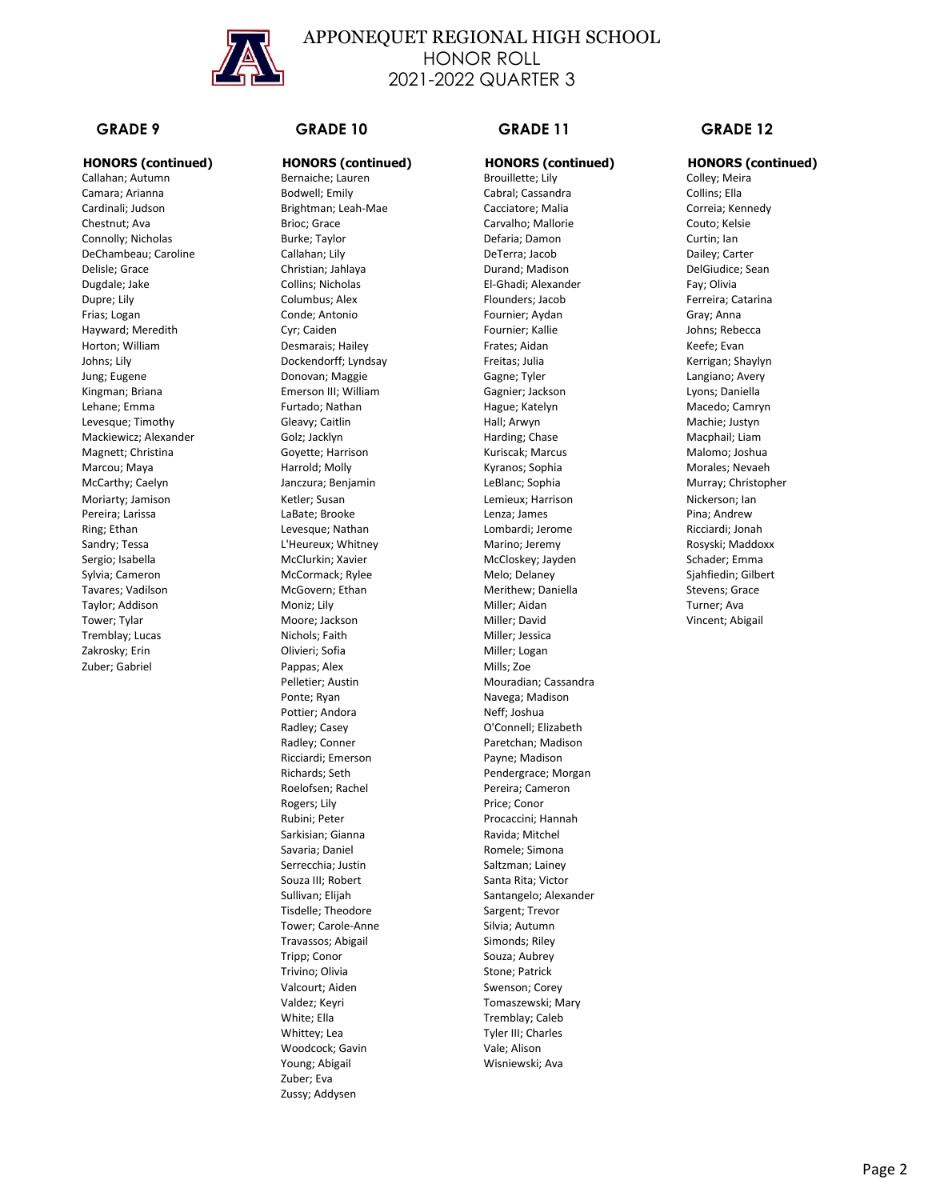# APPONEQUET REGIONAL HIGH SCHOOL
## HONOR ROLL
## 2021-2022 QUARTER 3

## GRADE 9

### HONORS (continued)

Callahan; Autumn
Camara; Arianna
Cardinali; Judson
Chestnut; Ava
Connolly; Nicholas
DeChambeau; Caroline
Delisle; Grace
Dugdale; Jake
Dupre; Lily
Frias; Logan
Hayward; Meredith
Horton; William
Johns; Lily
Jung; Eugene
Kingman; Briana
Lehane; Emma
Levesque; Timothy
Mackiewicz; Alexander
Magnett; Christina
Marcou; Maya
McCarthy; Caelyn
Moriarty; Jamison
Pereira; Larissa
Ring; Ethan
Sandry; Tessa
Sergio; Isabella
Sylvia; Cameron
Tavares; Vadilson
Taylor; Addison
Tower; Tylar
Tremblay; Lucas
Zakrosky; Erin
Zuber; Gabriel

## GRADE 10

### HONORS (continued)

Bernaiche; Lauren
Bodwell; Emily
Brightman; Leah-Mae
Brioc; Grace
Burke; Taylor
Callahan; Lily
Christian; Jahlaya
Collins; Nicholas
Columbus; Alex
Conde; Antonio
Cyr; Caiden
Desmarais; Hailey
Dockendorff; Lyndsay
Donovan; Maggie
Emerson III; William
Furtado; Nathan
Gleavy; Caitlin
Golz; Jacklyn
Goyette; Harrison
Harrold; Molly
Janczura; Benjamin
Ketler; Susan
LaBate; Brooke
Levesque; Nathan
L'Heureux; Whitney
McClurkin; Xavier
McCormack; Rylee
McGovern; Ethan
Moniz; Lily
Moore; Jackson
Nichols; Faith
Olivieri; Sofia
Pappas; Alex
Pelletier; Austin
Ponte; Ryan
Pottier; Andora
Radley; Casey
Radley; Conner
Ricciardi; Emerson
Richards; Seth
Roelofsen; Rachel
Rogers; Lily
Rubini; Peter
Sarkisian; Gianna
Savaria; Daniel
Serrecchia; Justin
Souza III; Robert
Sullivan; Elijah
Tisdelle; Theodore
Tower; Carole-Anne
Travassos; Abigail
Tripp; Conor
Trivino; Olivia
Valcourt; Aiden
Valdez; Keyri
White; Ella
Whittey; Lea
Woodcock; Gavin
Young; Abigail
Zuber; Eva
Zussy; Addysen

## GRADE 11

### HONORS (continued)

Brouillette; Lily
Cabral; Cassandra
Cacciatore; Malia
Carvalho; Mallorie
Defaria; Damon
DeTerra; Jacob
Durand; Madison
El-Ghadi; Alexander
Flounders; Jacob
Fournier; Aydan
Fournier; Kallie
Frates; Aidan
Freitas; Julia
Gagne; Tyler
Gagnier; Jackson
Hague; Katelyn
Hall; Arwyn
Harding; Chase
Kuriscak; Marcus
Kyranos; Sophia
LeBlanc; Sophia
Lemieux; Harrison
Lenza; James
Lombardi; Jerome
Marino; Jeremy
McCloskey; Jayden
Melo; Delaney
Merithew; Daniella
Miller; Aidan
Miller; David
Miller; Jessica
Miller; Logan
Mills; Zoe
Mouradian; Cassandra
Navega; Madison
Neff; Joshua
O'Connell; Elizabeth
Paretchan; Madison
Payne; Madison
Pendergrace; Morgan
Pereira; Cameron
Price; Conor
Procaccini; Hannah
Ravida; Mitchel
Romele; Simona
Saltzman; Lainey
Santa Rita; Victor
Santangelo; Alexander
Sargent; Trevor
Silvia; Autumn
Simonds; Riley
Souza; Aubrey
Stone; Patrick
Swenson; Corey
Tomaszewski; Mary
Tremblay; Caleb
Tyler III; Charles
Vale; Alison
Wisniewski; Ava

## GRADE 12

### HONORS (continued)

Colley; Meira
Collins; Ella
Correia; Kennedy
Couto; Kelsie
Curtin; Ian
Dailey; Carter
DelGiudice; Sean
Fay; Olivia
Ferreira; Catarina
Gray; Anna
Johns; Rebecca
Keefe; Evan
Kerrigan; Shaylyn
Langiano; Avery
Lyons; Daniella
Macedo; Camryn
Machie; Justyn
Macphail; Liam
Malomo; Joshua
Morales; Nevaeh
Murray; Christopher
Nickerson; Ian
Pina; Andrew
Ricciardi; Jonah
Rosyski; Maddoxx
Schader; Emma
Sjahfiedin; Gilbert
Stevens; Grace
Turner; Ava
Vincent; Abigail